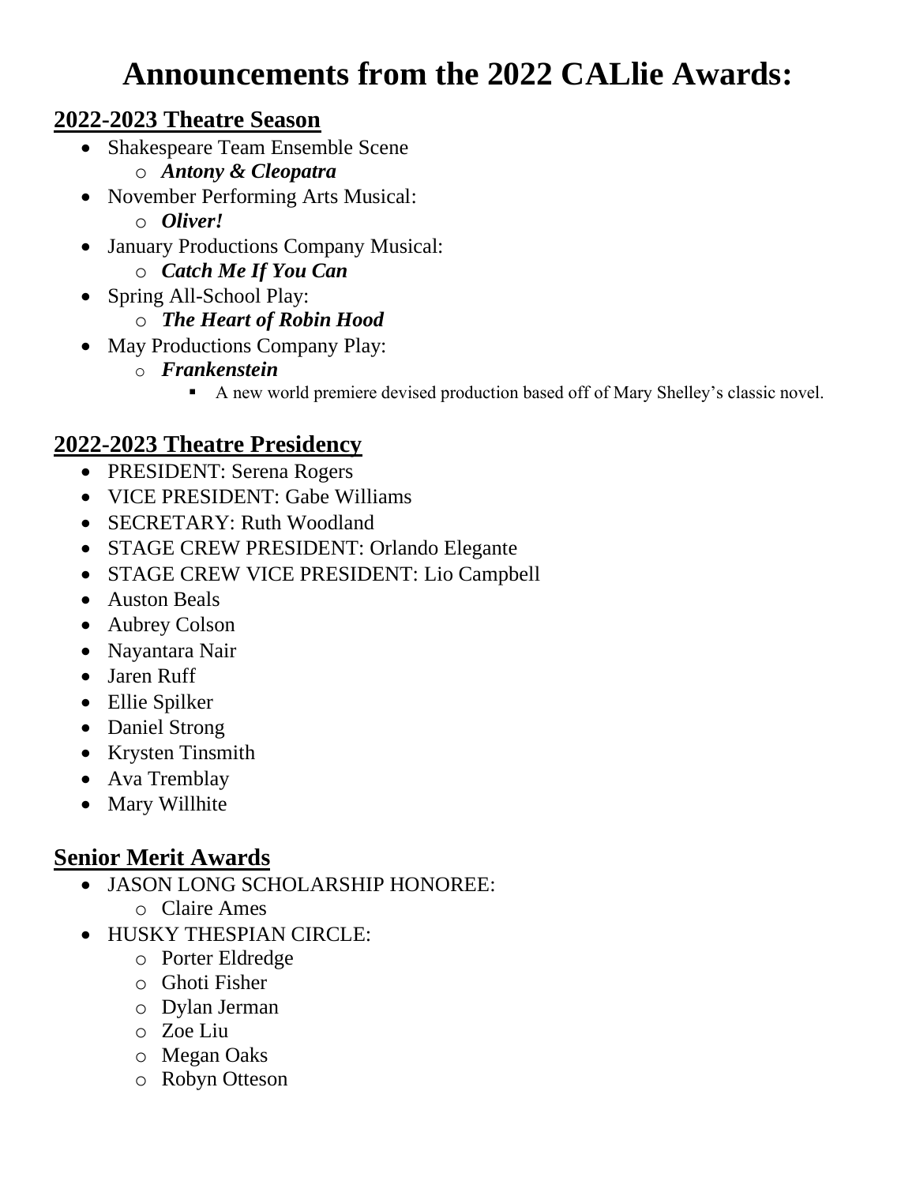# Announcements from the 2022 CALlie Awards:

## 2022-2023 Theatre Season

- Shakespeare Team Ensemble Scene
  - ***Antony & Cleopatra***
- November Performing Arts Musical:
  - ***Oliver!***
- January Productions Company Musical:
  - ***Catch Me If You Can***
- Spring All-School Play:
  - ***The Heart of Robin Hood***
- May Productions Company Play:
  - ***Frankenstein***
    - A new world premiere devised production based off of Mary Shelley's classic novel.

## 2022-2023 Theatre Presidency

- PRESIDENT: Serena Rogers
- VICE PRESIDENT: Gabe Williams
- SECRETARY: Ruth Woodland
- STAGE CREW PRESIDENT: Orlando Elegante
- STAGE CREW VICE PRESIDENT: Lio Campbell
- Auston Beals
- Aubrey Colson
- Nayantara Nair
- Jaren Ruff
- Ellie Spilker
- Daniel Strong
- Krysten Tinsmith
- Ava Tremblay
- Mary Willhite

## Senior Merit Awards

- JASON LONG SCHOLARSHIP HONOREE:
  - Claire Ames
- HUSKY THESPIAN CIRCLE:
  - Porter Eldredge
  - Ghoti Fisher
  - Dylan Jerman
  - Zoe Liu
  - Megan Oaks
  - Robyn Otteson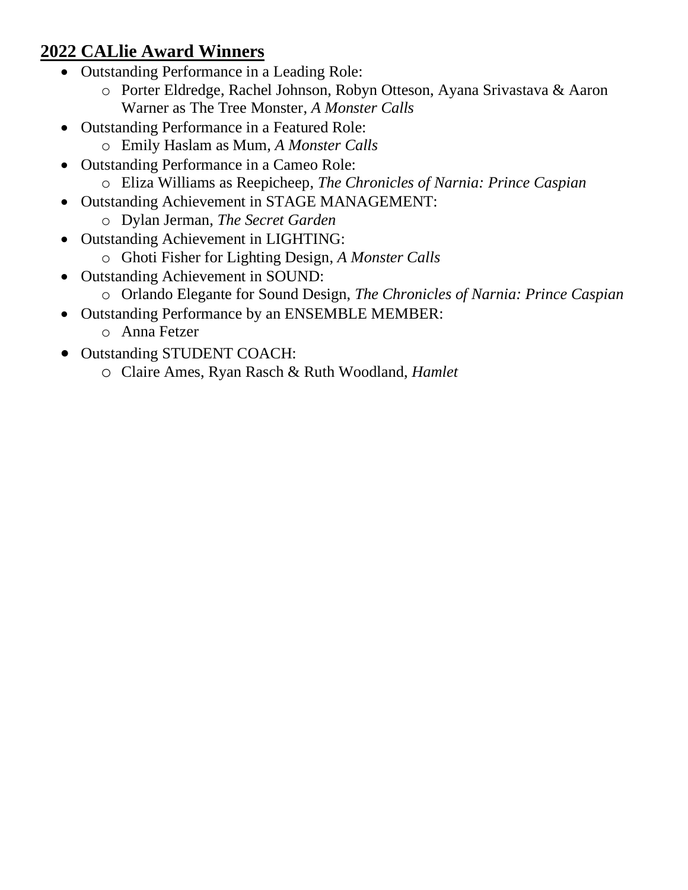## 2022 CALlie Award Winners

- Outstanding Performance in a Leading Role:
  - Porter Eldredge, Rachel Johnson, Robyn Otteson, Ayana Srivastava & Aaron Warner as The Tree Monster, *A Monster Calls*
- Outstanding Performance in a Featured Role:
  - Emily Haslam as Mum, *A Monster Calls*
- Outstanding Performance in a Cameo Role:
  - Eliza Williams as Reepicheep, *The Chronicles of Narnia: Prince Caspian*
- Outstanding Achievement in STAGE MANAGEMENT:
  - Dylan Jerman, *The Secret Garden*
- Outstanding Achievement in LIGHTING:
  - Ghoti Fisher for Lighting Design, *A Monster Calls*
- Outstanding Achievement in SOUND:
  - Orlando Elegante for Sound Design, *The Chronicles of Narnia: Prince Caspian*
- Outstanding Performance by an ENSEMBLE MEMBER:
  - Anna Fetzer
- Outstanding STUDENT COACH:
  - Claire Ames, Ryan Rasch & Ruth Woodland, *Hamlet*